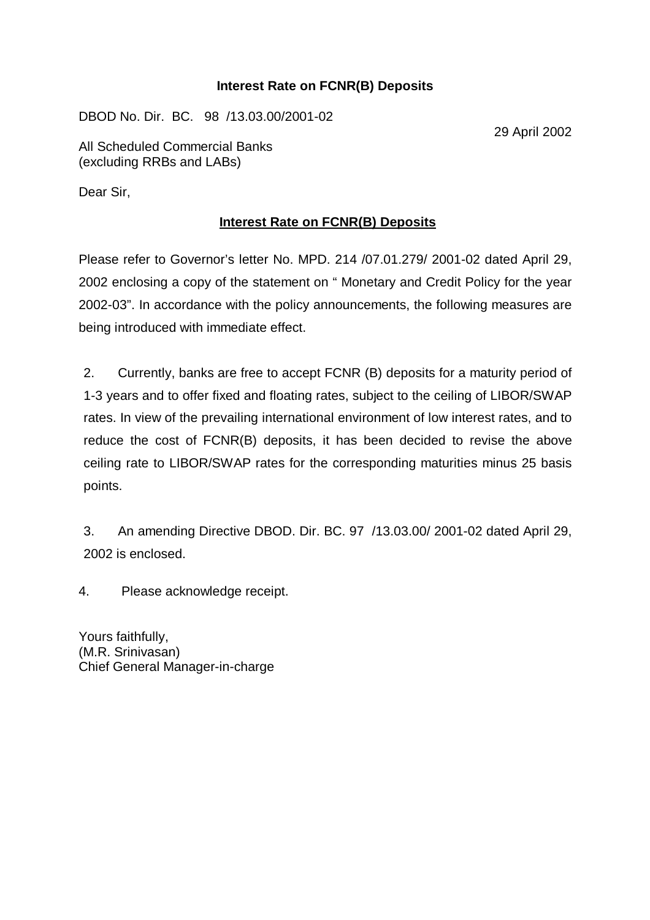**Interest Rate on FCNR(B) Deposits**

DBOD No. Dir. BC. 98 /13.03.00/2001-02

29 April 2002

All Scheduled Commercial Banks
(excluding RRBs and LABs)

Dear Sir,

**Interest Rate on FCNR(B) Deposits**

Please refer to Governor's letter No. MPD. 214 /07.01.279/ 2001-02 dated April 29, 2002 enclosing a copy of the statement on " Monetary and Credit Policy for the year 2002-03". In accordance with the policy announcements, the following measures are being introduced with immediate effect.

2. Currently, banks are free to accept FCNR (B) deposits for a maturity period of 1-3 years and to offer fixed and floating rates, subject to the ceiling of LIBOR/SWAP rates. In view of the prevailing international environment of low interest rates, and to reduce the cost of FCNR(B) deposits, it has been decided to revise the above ceiling rate to LIBOR/SWAP rates for the corresponding maturities minus 25 basis points.

3. An amending Directive DBOD. Dir. BC. 97 /13.03.00/ 2001-02 dated April 29, 2002 is enclosed.

4. Please acknowledge receipt.

Yours faithfully,
(M.R. Srinivasan)
Chief General Manager-in-charge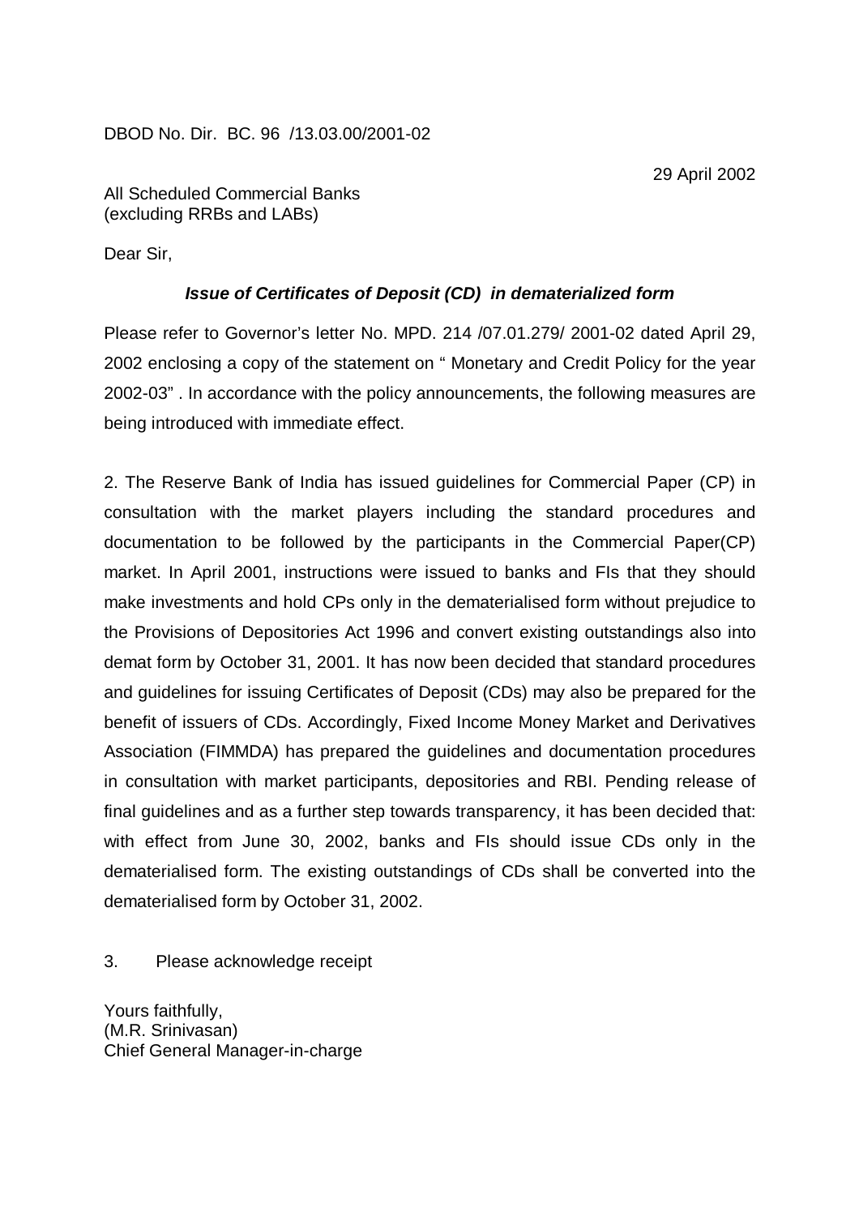DBOD No. Dir. BC. 96 /13.03.00/2001-02

29 April 2002

All Scheduled Commercial Banks
(excluding RRBs and LABs)

Dear Sir,

***Issue of Certificates of Deposit (CD) in dematerialized form***

Please refer to Governor's letter No. MPD. 214 /07.01.279/ 2001-02 dated April 29, 2002 enclosing a copy of the statement on " Monetary and Credit Policy for the year 2002-03" . In accordance with the policy announcements, the following measures are being introduced with immediate effect.

2. The Reserve Bank of India has issued guidelines for Commercial Paper (CP) in consultation with the market players including the standard procedures and documentation to be followed by the participants in the Commercial Paper(CP) market. In April 2001, instructions were issued to banks and FIs that they should make investments and hold CPs only in the dematerialised form without prejudice to the Provisions of Depositories Act 1996 and convert existing outstandings also into demat form by October 31, 2001. It has now been decided that standard procedures and guidelines for issuing Certificates of Deposit (CDs) may also be prepared for the benefit of issuers of CDs. Accordingly, Fixed Income Money Market and Derivatives Association (FIMMDA) has prepared the guidelines and documentation procedures in consultation with market participants, depositories and RBI. Pending release of final guidelines and as a further step towards transparency, it has been decided that: with effect from June 30, 2002, banks and FIs should issue CDs only in the dematerialised form. The existing outstandings of CDs shall be converted into the dematerialised form by October 31, 2002.

3. Please acknowledge receipt

Yours faithfully,
(M.R. Srinivasan)
Chief General Manager-in-charge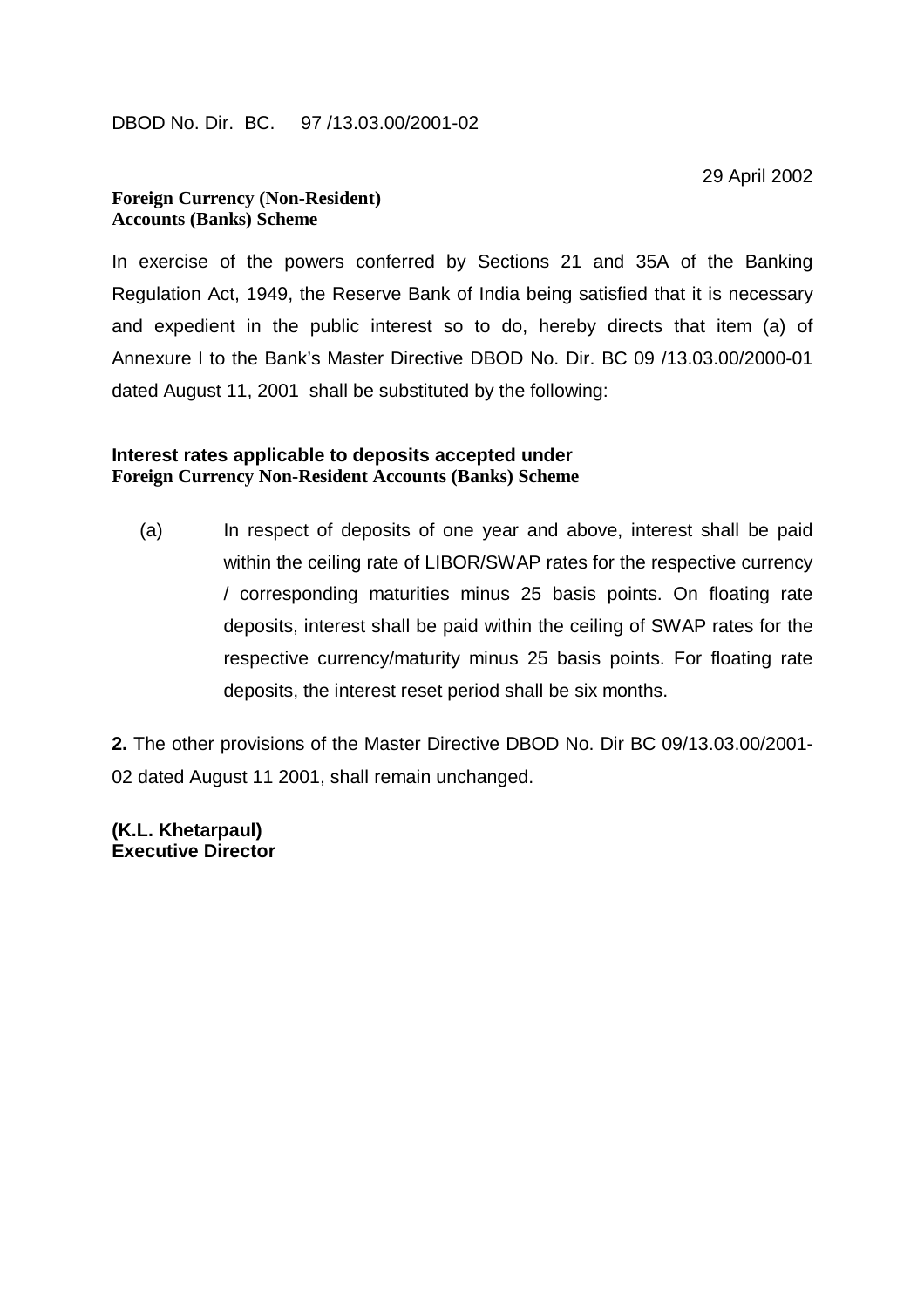DBOD No. Dir. BC. 97 /13.03.00/2001-02

29 April 2002

**Foreign Currency (Non-Resident) Accounts (Banks) Scheme**

In exercise of the powers conferred by Sections 21 and 35A of the Banking Regulation Act, 1949, the Reserve Bank of India being satisfied that it is necessary and expedient in the public interest so to do, hereby directs that item (a) of Annexure I to the Bank's Master Directive DBOD No. Dir. BC 09 /13.03.00/2000-01 dated August 11, 2001 shall be substituted by the following:

**Interest rates applicable to deposits accepted under Foreign Currency Non-Resident Accounts (Banks) Scheme**

(a) In respect of deposits of one year and above, interest shall be paid within the ceiling rate of LIBOR/SWAP rates for the respective currency / corresponding maturities minus 25 basis points. On floating rate deposits, interest shall be paid within the ceiling of SWAP rates for the respective currency/maturity minus 25 basis points. For floating rate deposits, the interest reset period shall be six months.

**2.** The other provisions of the Master Directive DBOD No. Dir BC 09/13.03.00/2001-02 dated August 11 2001, shall remain unchanged.

**(K.L. Khetarpaul)**
**Executive Director**